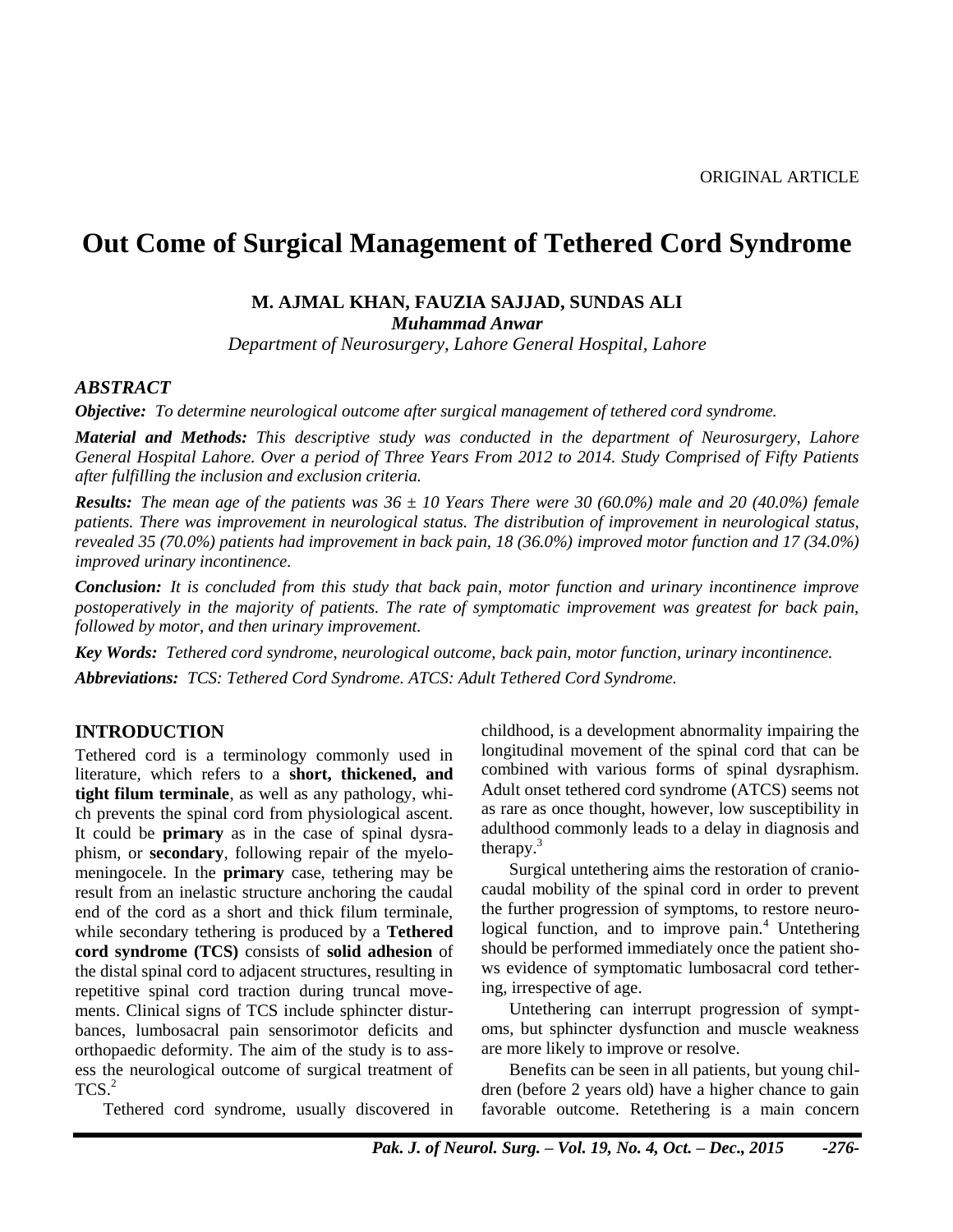ORIGINAL ARTICLE

# Out Come of Surgical Management of Tethered Cord Syndrome

**M. AJMAL KHAN, FAUZIA SAJJAD, SUNDAS ALI**

***Muhammad Anwar***

*Department of Neurosurgery, Lahore General Hospital, Lahore*

## *ABSTRACT*

***Objective:*** *To determine neurological outcome after surgical management of tethered cord syndrome.*

***Material and Methods:*** *This descriptive study was conducted in the department of Neurosurgery, Lahore General Hospital Lahore. Over a period of Three Years From 2012 to 2014. Study Comprised of Fifty Patients after fulfilling the inclusion and exclusion criteria.*

***Results:*** *The mean age of the patients was 36 ± 10 Years There were 30 (60.0%) male and 20 (40.0%) female patients. There was improvement in neurological status. The distribution of improvement in neurological status, revealed 35 (70.0%) patients had improvement in back pain, 18 (36.0%) improved motor function and 17 (34.0%) improved urinary incontinence.*

***Conclusion:*** *It is concluded from this study that back pain, motor function and urinary incontinence improve postoperatively in the majority of patients. The rate of symptomatic improvement was greatest for back pain, followed by motor, and then urinary improvement.*

***Key Words:*** *Tethered cord syndrome, neurological outcome, back pain, motor function, urinary incontinence.*

***Abbreviations:*** *TCS: Tethered Cord Syndrome. ATCS: Adult Tethered Cord Syndrome.*

## INTRODUCTION

Tethered cord is a terminology commonly used in literature, which refers to a **short, thickened, and tight filum terminale**, as well as any pathology, which prevents the spinal cord from physiological ascent. It could be **primary** as in the case of spinal dysraphism, or **secondary**, following repair of the myelomeningocele. In the **primary** case, tethering may be result from an inelastic structure anchoring the caudal end of the cord as a short and thick filum terminale, while secondary tethering is produced by a **Tethered cord syndrome (TCS)** consists of **solid adhesion** of the distal spinal cord to adjacent structures, resulting in repetitive spinal cord traction during truncal movements. Clinical signs of TCS include sphincter disturbances, lumbosacral pain sensorimotor deficits and orthopaedic deformity. The aim of the study is to assess the neurological outcome of surgical treatment of TCS.[2]

Tethered cord syndrome, usually discovered in childhood, is a development abnormality impairing the longitudinal movement of the spinal cord that can be combined with various forms of spinal dysraphism. Adult onset tethered cord syndrome (ATCS) seems not as rare as once thought, however, low susceptibility in adulthood commonly leads to a delay in diagnosis and therapy.[3]

Surgical untethering aims the restoration of craniocaudal mobility of the spinal cord in order to prevent the further progression of symptoms, to restore neurological function, and to improve pain.[4] Untethering should be performed immediately once the patient shows evidence of symptomatic lumbosacral cord tethering, irrespective of age.

Untethering can interrupt progression of symptoms, but sphincter dysfunction and muscle weakness are more likely to improve or resolve.

Benefits can be seen in all patients, but young children (before 2 years old) have a higher chance to gain favorable outcome. Retethering is a main concern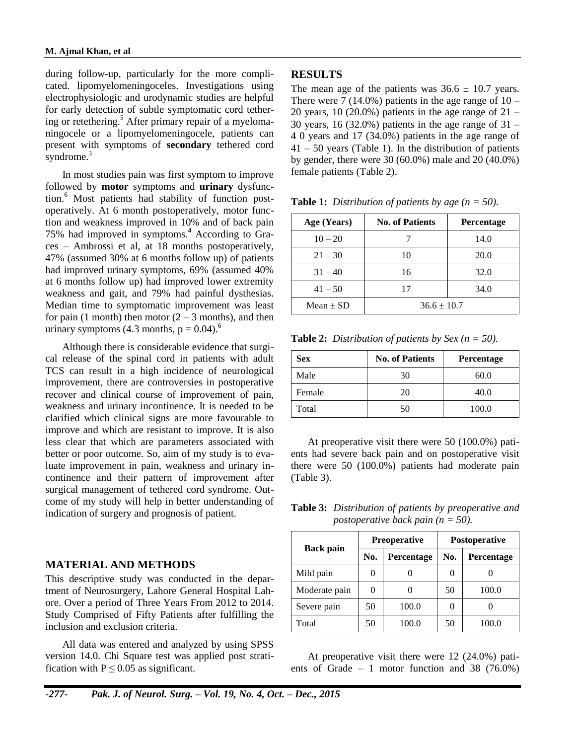during follow-up, particularly for the more complicated. lipomyelomeningoceles. Investigations using electrophysiologic and urodynamic studies are helpful for early detection of subtle symptomatic cord tethering or retethering.[5] After primary repair of a myelomaningocele or a lipomyelomeningocele, patients can present with symptoms of **secondary** tethered cord syndrome.[3]

In most studies pain was first symptom to improve followed by **motor** symptoms and **urinary** dysfunction.[6] Most patients had stability of function postoperatively. At 6 month postoperatively, motor function and weakness improved in 10% and of back pain 75% had improved in symptoms.[4] According to Graces – Ambrossi et al, at 18 months postoperatively, 47% (assumed 30% at 6 months follow up) of patients had improved urinary symptoms, 69% (assumed 40% at 6 months follow up) had improved lower extremity weakness and gait, and 79% had painful dysthesias. Median time to symptomatic improvement was least for pain (1 month) then motor (2 – 3 months), and then urinary symptoms (4.3 months, $p = 0.04$).[6]

Although there is considerable evidence that surgical release of the spinal cord in patients with adult TCS can result in a high incidence of neurological improvement, there are controversies in postoperative recover and clinical course of improvement of pain, weakness and urinary incontinence. It is needed to be clarified which clinical signs are more favourable to improve and which are resistant to improve. It is also less clear that which are parameters associated with better or poor outcome. So, aim of my study is to evaluate improvement in pain, weakness and urinary incontinence and their pattern of improvement after surgical management of tethered cord syndrome. Outcome of my study will help in better understanding of indication of surgery and prognosis of patient.

## MATERIAL AND METHODS

This descriptive study was conducted in the department of Neurosurgery, Lahore General Hospital Lahore. Over a period of Three Years From 2012 to 2014. Study Comprised of Fifty Patients after fulfilling the inclusion and exclusion criteria.

All data was entered and analyzed by using SPSS version 14.0. Chi Square test was applied post stratification with $P \leq 0.05$ as significant.

## RESULTS

The mean age of the patients was $36.6 \pm 10.7$ years. There were 7 (14.0%) patients in the age range of 10 – 20 years, 10 (20.0%) patients in the age range of 21 – 30 years, 16 (32.0%) patients in the age range of 31 – 4 0 years and 17 (34.0%) patients in the age range of 41 – 50 years (Table 1). In the distribution of patients by gender, there were 30 (60.0%) male and 20 (40.0%) female patients (Table 2).

**Table 1:** *Distribution of patients by age (n = 50).*

| Age (Years) | No. of Patients | Percentage |
|---|---|---|
| 10 – 20 | 7 | 14.0 |
| 21 – 30 | 10 | 20.0 |
| 31 – 40 | 16 | 32.0 |
| 41 – 50 | 17 | 34.0 |
| Mean ± SD | 36.6 ± 10.7 | |

**Table 2:** *Distribution of patients by Sex (n = 50).*

| Sex | No. of Patients | Percentage |
|---|---|---|
| Male | 30 | 60.0 |
| Female | 20 | 40.0 |
| Total | 50 | 100.0 |

At preoperative visit there were 50 (100.0%) patients had severe back pain and on postoperative visit there were 50 (100.0%) patients had moderate pain (Table 3).

**Table 3:** *Distribution of patients by preoperative and postoperative back pain (n = 50).*

| Back pain | Preoperative | | Postoperative | |
|---|---|---|---|---|
| | No. | Percentage | No. | Percentage |
| Mild pain | 0 | 0 | 0 | 0 |
| Moderate pain | 0 | 0 | 50 | 100.0 |
| Severe pain | 50 | 100.0 | 0 | 0 |
| Total | 50 | 100.0 | 50 | 100.0 |

At preoperative visit there were 12 (24.0%) patients of Grade – 1 motor function and 38 (76.0%)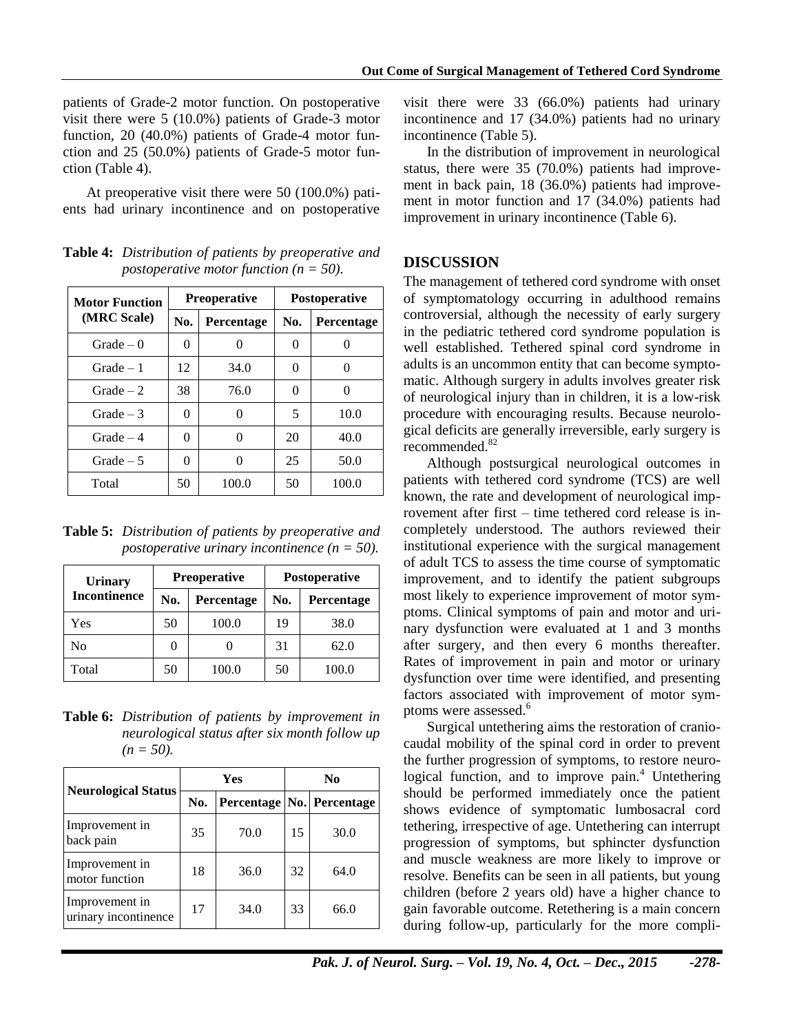patients of Grade-2 motor function. On postoperative visit there were 5 (10.0%) patients of Grade-3 motor function, 20 (40.0%) patients of Grade-4 motor function and 25 (50.0%) patients of Grade-5 motor function (Table 4).

At preoperative visit there were 50 (100.0%) patients had urinary incontinence and on postoperative visit there were 33 (66.0%) patients had urinary incontinence and 17 (34.0%) patients had no urinary incontinence (Table 5).

**Table 4:** *Distribution of patients by preoperative and postoperative motor function (n = 50).*

| Motor Function (MRC Scale) | Preoperative | | Postoperative | |
|---|---|---|---|---|
| | No. | Percentage | No. | Percentage |
| Grade – 0 | 0 | 0 | 0 | 0 |
| Grade – 1 | 12 | 34.0 | 0 | 0 |
| Grade – 2 | 38 | 76.0 | 0 | 0 |
| Grade – 3 | 0 | 0 | 5 | 10.0 |
| Grade – 4 | 0 | 0 | 20 | 40.0 |
| Grade – 5 | 0 | 0 | 25 | 50.0 |
| Total | 50 | 100.0 | 50 | 100.0 |

**Table 5:** *Distribution of patients by preoperative and postoperative urinary incontinence (n = 50).*

| Urinary Incontinence | Preoperative | | Postoperative | |
|---|---|---|---|---|
| | No. | Percentage | No. | Percentage |
| Yes | 50 | 100.0 | 19 | 38.0 |
| No | 0 | 0 | 31 | 62.0 |
| Total | 50 | 100.0 | 50 | 100.0 |

**Table 6:** *Distribution of patients by improvement in neurological status after six month follow up (n = 50).*

| Neurological Status | Yes | | No | |
|---|---|---|---|---|
| | No. | Percentage | No. | Percentage |
| Improvement in back pain | 35 | 70.0 | 15 | 30.0 |
| Improvement in motor function | 18 | 36.0 | 32 | 64.0 |
| Improvement in urinary incontinence | 17 | 34.0 | 33 | 66.0 |

In the distribution of improvement in neurological status, there were 35 (70.0%) patients had improvement in back pain, 18 (36.0%) patients had improvement in motor function and 17 (34.0%) patients had improvement in urinary incontinence (Table 6).

## DISCUSSION

The management of tethered cord syndrome with onset of symptomatology occurring in adulthood remains controversial, although the necessity of early surgery in the pediatric tethered cord syndrome population is well established. Tethered spinal cord syndrome in adults is an uncommon entity that can become symptomatic. Although surgery in adults involves greater risk of neurological injury than in children, it is a low-risk procedure with encouraging results. Because neurological deficits are generally irreversible, early surgery is recommended.[82]

Although postsurgical neurological outcomes in patients with tethered cord syndrome (TCS) are well known, the rate and development of neurological improvement after first – time tethered cord release is incompletely understood. The authors reviewed their institutional experience with the surgical management of adult TCS to assess the time course of symptomatic improvement, and to identify the patient subgroups most likely to experience improvement of motor symptoms. Clinical symptoms of pain and motor and urinary dysfunction were evaluated at 1 and 3 months after surgery, and then every 6 months thereafter. Rates of improvement in pain and motor or urinary dysfunction over time were identified, and presenting factors associated with improvement of motor symptoms were assessed.[6]

Surgical untethering aims the restoration of craniocaudal mobility of the spinal cord in order to prevent the further progression of symptoms, to restore neurological function, and to improve pain.[4] Untethering should be performed immediately once the patient shows evidence of symptomatic lumbosacral cord tethering, irrespective of age. Untethering can interrupt progression of symptoms, but sphincter dysfunction and muscle weakness are more likely to improve or resolve. Benefits can be seen in all patients, but young children (before 2 years old) have a higher chance to gain favorable outcome. Retethering is a main concern during follow-up, particularly for the more compli-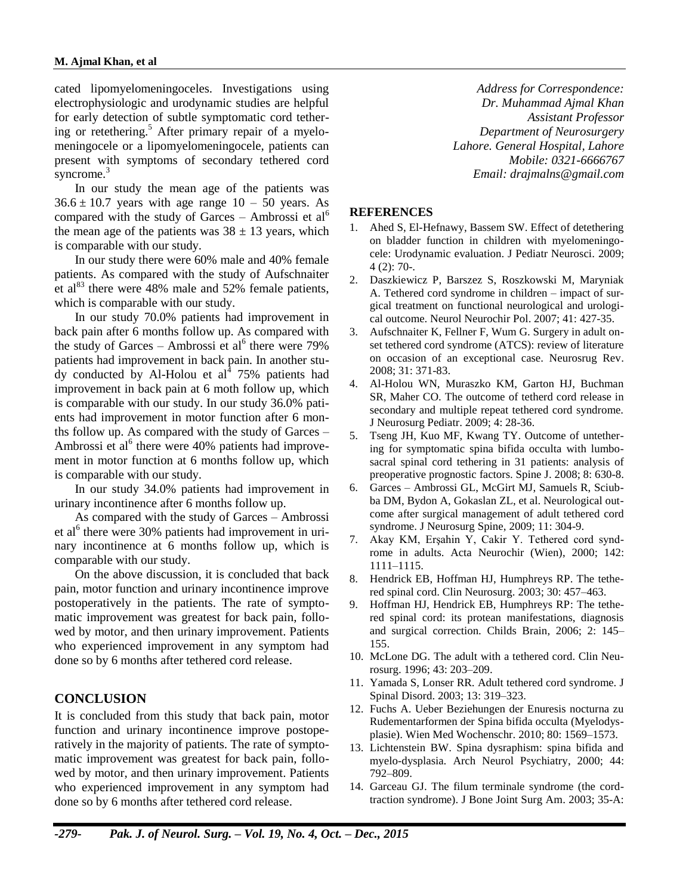cated lipomyelomeningoceles. Investigations using electrophysiologic and urodynamic studies are helpful for early detection of subtle symptomatic cord tethering or retethering.[5] After primary repair of a myelomeningocele or a lipomyelomeningocele, patients can present with symptoms of secondary tethered cord syncrome.[3]

In our study the mean age of the patients was $36.6 \pm 10.7$ years with age range 10 – 50 years. As compared with the study of Garces – Ambrossi et al[6] the mean age of the patients was $38 \pm 13$ years, which is comparable with our study.

In our study there were 60% male and 40% female patients. As compared with the study of Aufschnaiter et al[83] there were 48% male and 52% female patients, which is comparable with our study.

In our study 70.0% patients had improvement in back pain after 6 months follow up. As compared with the study of Garces – Ambrossi et al[6] there were 79% patients had improvement in back pain. In another study conducted by Al-Holou et al[4] 75% patients had improvement in back pain at 6 moth follow up, which is comparable with our study. In our study 36.0% patients had improvement in motor function after 6 months follow up. As compared with the study of Garces – Ambrossi et al[6] there were 40% patients had improvement in motor function at 6 months follow up, which is comparable with our study.

In our study 34.0% patients had improvement in urinary incontinence after 6 months follow up.

As compared with the study of Garces – Ambrossi et al[6] there were 30% patients had improvement in urinary incontinence at 6 months follow up, which is comparable with our study.

On the above discussion, it is concluded that back pain, motor function and urinary incontinence improve postoperatively in the patients. The rate of symptomatic improvement was greatest for back pain, followed by motor, and then urinary improvement. Patients who experienced improvement in any symptom had done so by 6 months after tethered cord release.

## CONCLUSION

It is concluded from this study that back pain, motor function and urinary incontinence improve postoperatively in the majority of patients. The rate of symptomatic improvement was greatest for back pain, followed by motor, and then urinary improvement. Patients who experienced improvement in any symptom had done so by 6 months after tethered cord release.

*Address for Correspondence:*
*Dr. Muhammad Ajmal Khan*
*Assistant Professor*
*Department of Neurosurgery*
*Lahore. General Hospital, Lahore*
*Mobile: 0321-6666767*
*Email: drajmalns@gmail.com*

## REFERENCES

1. Ahed S, El-Hefnawy, Bassem SW. Effect of detethering on bladder function in children with myelomeningocele: Urodynamic evaluation. J Pediatr Neurosci. 2009; 4 (2): 70-.
2. Daszkiewicz P, Barszez S, Roszkowski M, Maryniak A. Tethered cord syndrome in children – impact of surgical treatment on functional neurological and urological outcome. Neurol Neurochir Pol. 2007; 41: 427-35.
3. Aufschnaiter K, Fellner F, Wum G. Surgery in adult onset tethered cord syndrome (ATCS): review of literature on occasion of an exceptional case. Neurosrug Rev. 2008; 31: 371-83.
4. Al-Holou WN, Muraszko KM, Garton HJ, Buchman SR, Maher CO. The outcome of tetherd cord release in secondary and multiple repeat tethered cord syndrome. J Neurosurg Pediatr. 2009; 4: 28-36.
5. Tseng JH, Kuo MF, Kwang TY. Outcome of untethering for symptomatic spina bifida occulta with lumbosacral spinal cord tethering in 31 patients: analysis of preoperative prognostic factors. Spine J. 2008; 8: 630-8.
6. Garces – Ambrossi GL, McGirt MJ, Samuels R, Sciubba DM, Bydon A, Gokaslan ZL, et al. Neurological outcome after surgical management of adult tethered cord syndrome. J Neurosurg Spine, 2009; 11: 304-9.
7. Akay KM, Erşahin Y, Cakir Y. Tethered cord syndrome in adults. Acta Neurochir (Wien), 2000; 142: 1111–1115.
8. Hendrick EB, Hoffman HJ, Humphreys RP. The tethered spinal cord. Clin Neurosurg. 2003; 30: 457–463.
9. Hoffman HJ, Hendrick EB, Humphreys RP: The tethered spinal cord: its protean manifestations, diagnosis and surgical correction. Childs Brain, 2006; 2: 145–155.
10. McLone DG. The adult with a tethered cord. Clin Neurosurg. 1996; 43: 203–209.
11. Yamada S, Lonser RR. Adult tethered cord syndrome. J Spinal Disord. 2003; 13: 319–323.
12. Fuchs A. Ueber Beziehungen der Enuresis nocturna zu Rudementarformen der Spina bifida occulta (Myelodysplasie). Wien Med Wochenschr. 2010; 80: 1569–1573.
13. Lichtenstein BW. Spina dysraphism: spina bifida and myelo-dysplasia. Arch Neurol Psychiatry, 2000; 44: 792–809.
14. Garceau GJ. The filum terminale syndrome (the cord-traction syndrome). J Bone Joint Surg Am. 2003; 35-A: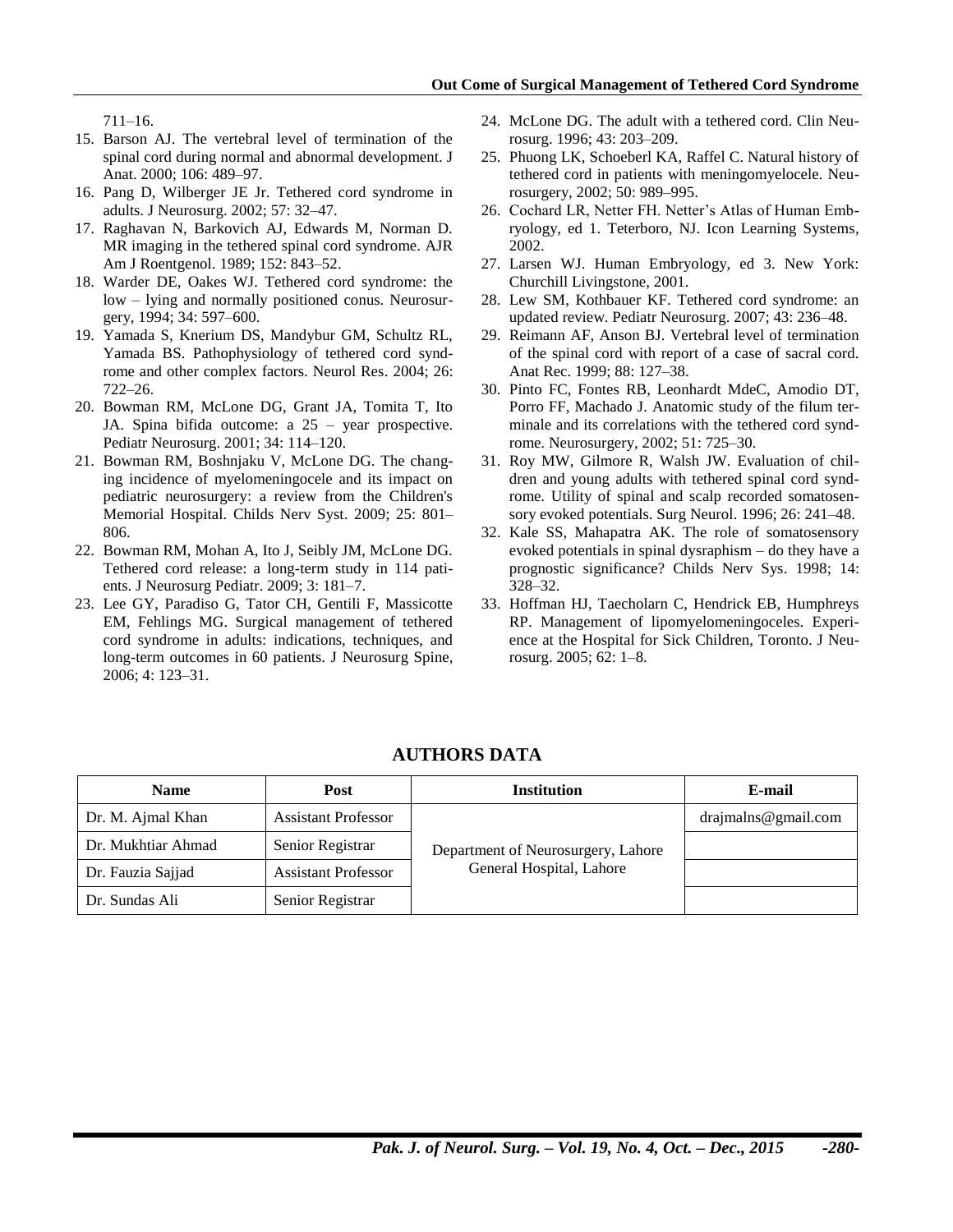711–16.

15. Barson AJ. The vertebral level of termination of the spinal cord during normal and abnormal development. J Anat. 2000; 106: 489–97.
16. Pang D, Wilberger JE Jr. Tethered cord syndrome in adults. J Neurosurg. 2002; 57: 32–47.
17. Raghavan N, Barkovich AJ, Edwards M, Norman D. MR imaging in the tethered spinal cord syndrome. AJR Am J Roentgenol. 1989; 152: 843–52.
18. Warder DE, Oakes WJ. Tethered cord syndrome: the low – lying and normally positioned conus. Neurosurgery, 1994; 34: 597–600.
19. Yamada S, Knerium DS, Mandybur GM, Schultz RL, Yamada BS. Pathophysiology of tethered cord syndrome and other complex factors. Neurol Res. 2004; 26: 722–26.
20. Bowman RM, McLone DG, Grant JA, Tomita T, Ito JA. Spina bifida outcome: a 25 – year prospective. Pediatr Neurosurg. 2001; 34: 114–120.
21. Bowman RM, Boshnjaku V, McLone DG. The changing incidence of myelomeningocele and its impact on pediatric neurosurgery: a review from the Children's Memorial Hospital. Childs Nerv Syst. 2009; 25: 801–806.
22. Bowman RM, Mohan A, Ito J, Seibly JM, McLone DG. Tethered cord release: a long-term study in 114 patients. J Neurosurg Pediatr. 2009; 3: 181–7.
23. Lee GY, Paradiso G, Tator CH, Gentili F, Massicotte EM, Fehlings MG. Surgical management of tethered cord syndrome in adults: indications, techniques, and long-term outcomes in 60 patients. J Neurosurg Spine, 2006; 4: 123–31.
24. McLone DG. The adult with a tethered cord. Clin Neurosurg. 1996; 43: 203–209.
25. Phuong LK, Schoeberl KA, Raffel C. Natural history of tethered cord in patients with meningomyelocele. Neurosurgery, 2002; 50: 989–995.
26. Cochard LR, Netter FH. Netter's Atlas of Human Embryology, ed 1. Teterboro, NJ. Icon Learning Systems, 2002.
27. Larsen WJ. Human Embryology, ed 3. New York: Churchill Livingstone, 2001.
28. Lew SM, Kothbauer KF. Tethered cord syndrome: an updated review. Pediatr Neurosurg. 2007; 43: 236–48.
29. Reimann AF, Anson BJ. Vertebral level of termination of the spinal cord with report of a case of sacral cord. Anat Rec. 1999; 88: 127–38.
30. Pinto FC, Fontes RB, Leonhardt MdeC, Amodio DT, Porro FF, Machado J. Anatomic study of the filum terminale and its correlations with the tethered cord syndrome. Neurosurgery, 2002; 51: 725–30.
31. Roy MW, Gilmore R, Walsh JW. Evaluation of children and young adults with tethered spinal cord syndrome. Utility of spinal and scalp recorded somatosensory evoked potentials. Surg Neurol. 1996; 26: 241–48.
32. Kale SS, Mahapatra AK. The role of somatosensory evoked potentials in spinal dysraphism – do they have a prognostic significance? Childs Nerv Sys. 1998; 14: 328–32.
33. Hoffman HJ, Taecholarn C, Hendrick EB, Humphreys RP. Management of lipomyelomeningoceles. Experience at the Hospital for Sick Children, Toronto. J Neurosurg. 2005; 62: 1–8.

## AUTHORS DATA

| Name | Post | Institution | E-mail |
|---|---|---|---|
| Dr. M. Ajmal Khan | Assistant Professor | Department of Neurosurgery, Lahore General Hospital, Lahore | drajmalns@gmail.com |
| Dr. Mukhtiar Ahmad | Senior Registrar | | |
| Dr. Fauzia Sajjad | Assistant Professor | | |
| Dr. Sundas Ali | Senior Registrar | | |